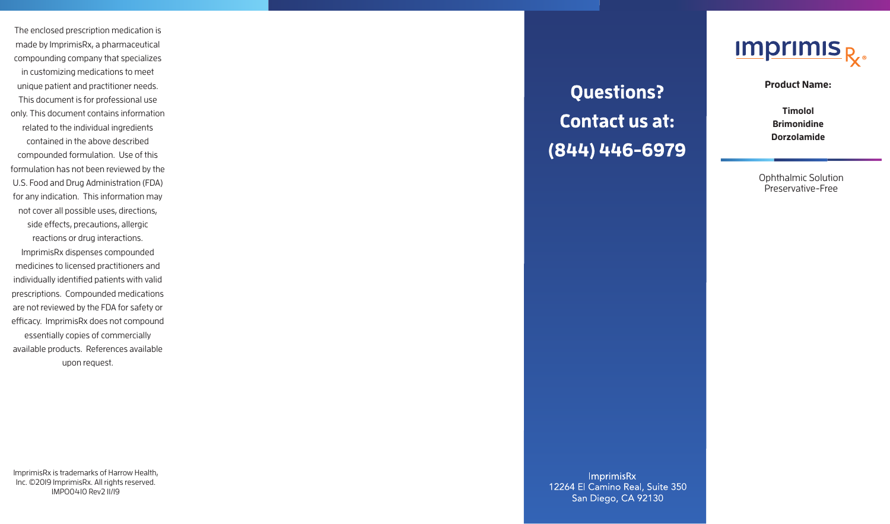The enclosed prescription medication is made by ImprimisRx, a pharmaceutical compounding company that specializes in customizing medications to meet unique patient and practitioner needs. This document is for professional use only. This document contains information related to the individual ingredients contained in the above described compounded formulation. Use of this formulation has not been reviewed by the U.S. Food and Drug Administration (FDA) for any indication. This information may not cover all possible uses, directions, side effects, precautions, allergic reactions or drug interactions. ImprimisRx dispenses compounded medicines to licensed practitioners and individually identified patients with valid prescriptions. Compounded medications are not reviewed by the FDA for safety or efficacy. ImprimisRx does not compound essentially copies of commercially available products. References available upon request.

ImprimisRx is trademarks of Harrow Health, Inc. ©2019 ImprimisRx. All rights reserved. IMP00410 Rev2 11/19

## Questions? Contact us at: (844) 446-6979

ImprimisRx
12264 El Camino Real, Suite 350
San Diego, CA 92130

imprimis Rx®

**Product Name:**

**Timolol**
**Brimonidine**
**Dorzolamide**

Ophthalmic Solution
Preservative-Free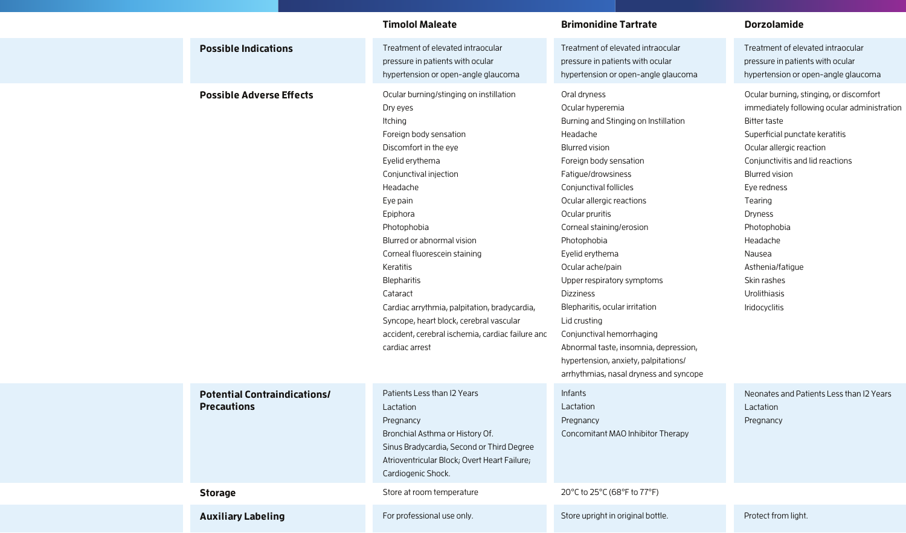| | Timolol Maleate | Brimonidine Tartrate | Dorzolamide |
|---|---|---|---|
| **Possible Indications** | Treatment of elevated intraocular pressure in patients with ocular hypertension or open-angle glaucoma | Treatment of elevated intraocular pressure in patients with ocular hypertension or open-angle glaucoma | Treatment of elevated intraocular pressure in patients with ocular hypertension or open-angle glaucoma |
| **Possible Adverse Effects** | Ocular burning/stinging on instillation<br>Dry eyes<br>Itching<br>Foreign body sensation<br>Discomfort in the eye<br>Eyelid erythema<br>Conjunctival injection<br>Headache<br>Eye pain<br>Epiphora<br>Photophobia<br>Blurred or abnormal vision<br>Corneal fluorescein staining<br>Keratitis<br>Blepharitis<br>Cataract<br>Cardiac arrythmia, palpitation, bradycardia, Syncope, heart block, cerebral vascular accident, cerebral ischemia, cardiac failure anc cardiac arrest | Oral dryness<br>Ocular hyperemia<br>Burning and Stinging on Instillation<br>Headache<br>Blurred vision<br>Foreign body sensation<br>Fatigue/drowsiness<br>Conjunctival follicles<br>Ocular allergic reactions<br>Ocular pruritis<br>Corneal staining/erosion<br>Photophobia<br>Eyelid erythema<br>Ocular ache/pain<br>Upper respiratory symptoms<br>Dizziness<br>Blepharitis, ocular irritation<br>Lid crusting<br>Conjunctival hemorrhaging<br>Abnormal taste, insomnia, depression, hypertension, anxiety, palpitations/ arrhythmias, nasal dryness and syncope | Ocular burning, stinging, or discomfort immediately following ocular administration<br>Bitter taste<br>Superficial punctate keratitis<br>Ocular allergic reaction<br>Conjunctivitis and lid reactions<br>Blurred vision<br>Eye redness<br>Tearing<br>Dryness<br>Photophobia<br>Headache<br>Nausea<br>Asthenia/fatigue<br>Skin rashes<br>Urolithiasis<br>Iridocyclitis |
| **Potential Contraindications/ Precautions** | Patients Less than 12 Years<br>Lactation<br>Pregnancy<br>Bronchial Asthma or History Of.<br>Sinus Bradycardia, Second or Third Degree Atrioventricular Block; Overt Heart Failure; Cardiogenic Shock. | Infants<br>Lactation<br>Pregnancy<br>Concomitant MAO Inhibitor Therapy | Neonates and Patients Less than 12 Years<br>Lactation<br>Pregnancy |
| **Storage** | Store at room temperature | 20°C to 25°C (68°F to 77°F) | |
| **Auxiliary Labeling** | For professional use only. | Store upright in original bottle. | Protect from light. |